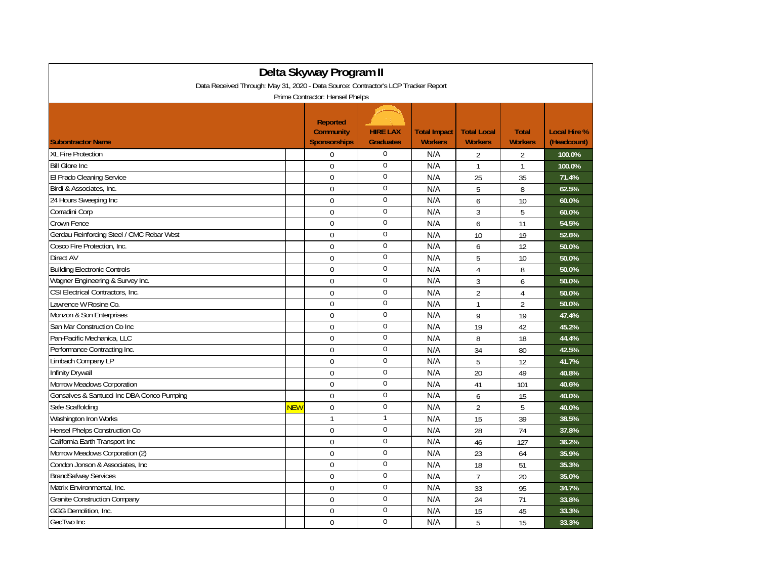# Delta Skyway Program II

Data Received Through: May 31, 2020 - Data Source: Contractor's LCP Tracker Report

Prime Contractor: Hensel Phelps

| Subcontractor Name | | Reported Community Sponsorships | HIRE LAX Graduates | Total Impact Workers | Total Local Workers | Total Workers | Local Hire % (Headcount) |
|---|---|---|---|---|---|---|---|
| XL Fire Protection | | 0 | 0 | N/A | 2 | 2 | 100.0% |
| Bill Glore Inc | | 0 | 0 | N/A | 1 | 1 | 100.0% |
| El Prado Cleaning Service | | 0 | 0 | N/A | 25 | 35 | 71.4% |
| Birdi & Associates, Inc. | | 0 | 0 | N/A | 5 | 8 | 62.5% |
| 24 Hours Sweeping Inc | | 0 | 0 | N/A | 6 | 10 | 60.0% |
| Corradini Corp | | 0 | 0 | N/A | 3 | 5 | 60.0% |
| Crown Fence | | 0 | 0 | N/A | 6 | 11 | 54.5% |
| Gerdau Reinforcing Steel / CMC Rebar West | | 0 | 0 | N/A | 10 | 19 | 52.6% |
| Cosco Fire Protection, Inc. | | 0 | 0 | N/A | 6 | 12 | 50.0% |
| Direct AV | | 0 | 0 | N/A | 5 | 10 | 50.0% |
| Building Electronic Controls | | 0 | 0 | N/A | 4 | 8 | 50.0% |
| Wagner Engineering & Survey Inc. | | 0 | 0 | N/A | 3 | 6 | 50.0% |
| CSI Electrical Contractors, Inc. | | 0 | 0 | N/A | 2 | 4 | 50.0% |
| Lawrence W Rosine Co. | | 0 | 0 | N/A | 1 | 2 | 50.0% |
| Monzon & Son Enterprises | | 0 | 0 | N/A | 9 | 19 | 47.4% |
| San Mar Construction Co Inc | | 0 | 0 | N/A | 19 | 42 | 45.2% |
| Pan-Pacific Mechanical, LLC | | 0 | 0 | N/A | 8 | 18 | 44.4% |
| Performance Contracting Inc. | | 0 | 0 | N/A | 34 | 80 | 42.5% |
| Limbach Company LP | | 0 | 0 | N/A | 5 | 12 | 41.7% |
| Infinity Drywall | | 0 | 0 | N/A | 20 | 49 | 40.8% |
| Morrow Meadows Corporation | | 0 | 0 | N/A | 41 | 101 | 40.6% |
| Gonsalves & Santucci Inc DBA Conco Pumping | | 0 | 0 | N/A | 6 | 15 | 40.0% |
| Safe Scaffolding | NEW | 0 | 0 | N/A | 2 | 5 | 40.0% |
| Washington Iron Works | | 1 | 1 | N/A | 15 | 39 | 38.5% |
| Hensel Phelps Construction Co | | 0 | 0 | N/A | 28 | 74 | 37.8% |
| California Earth Transport Inc | | 0 | 0 | N/A | 46 | 127 | 36.2% |
| Morrow Meadows Corporation (2) | | 0 | 0 | N/A | 23 | 64 | 35.9% |
| Condon Jonson & Associates, Inc | | 0 | 0 | N/A | 18 | 51 | 35.3% |
| BrandSafway Services | | 0 | 0 | N/A | 7 | 20 | 35.0% |
| Matrix Environmental, Inc. | | 0 | 0 | N/A | 33 | 95 | 34.7% |
| Granite Construction Company | | 0 | 0 | N/A | 24 | 71 | 33.8% |
| GGG Demolition, Inc. | | 0 | 0 | N/A | 15 | 45 | 33.3% |
| GecTwo Inc | | 0 | 0 | N/A | 5 | 15 | 33.3% |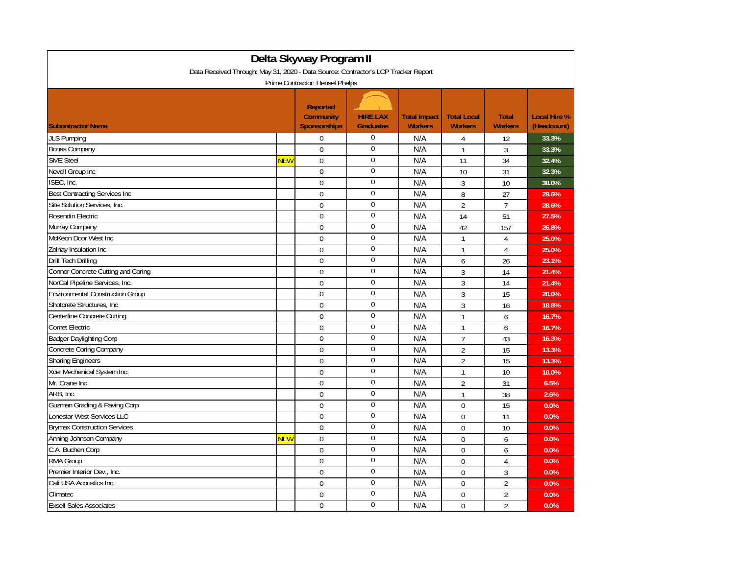# Delta Skyway Program II

Data Received Through: May 31, 2020 - Data Source: Contractor's LCP Tracker Report

Prime Contractor: Hensel Phelps

| Subontractor Name | | Reported Community Sponsorships | HIRE LAX Graduates | Total Impact Workers | Total Local Workers | Total Workers | Local Hire % (Headcount) |
|---|---|---|---|---|---|---|---|
| JLS Pumping | | 0 | 0 | N/A | 4 | 12 | 33.3% |
| Bonas Company | | 0 | 0 | N/A | 1 | 3 | 33.3% |
| SME Steel | NEW | 0 | 0 | N/A | 11 | 34 | 32.4% |
| Nevell Group Inc | | 0 | 0 | N/A | 10 | 31 | 32.3% |
| ISEC, Inc. | | 0 | 0 | N/A | 3 | 10 | 30.0% |
| Best Contracting Services Inc | | 0 | 0 | N/A | 8 | 27 | 29.6% |
| Site Solution Services, Inc. | | 0 | 0 | N/A | 2 | 7 | 28.6% |
| Rosendin Electric | | 0 | 0 | N/A | 14 | 51 | 27.5% |
| Murray Company | | 0 | 0 | N/A | 42 | 157 | 26.8% |
| McKeon Door West Inc | | 0 | 0 | N/A | 1 | 4 | 25.0% |
| Zolnay Insulation Inc | | 0 | 0 | N/A | 1 | 4 | 25.0% |
| Drill Tech Drilling | | 0 | 0 | N/A | 6 | 26 | 23.1% |
| Connor Concrete Cutting and Coring | | 0 | 0 | N/A | 3 | 14 | 21.4% |
| NorCal Pipeline Services, Inc. | | 0 | 0 | N/A | 3 | 14 | 21.4% |
| Environmental Construction Group | | 0 | 0 | N/A | 3 | 15 | 20.0% |
| Shotcrete Structures, Inc | | 0 | 0 | N/A | 3 | 16 | 18.8% |
| Centerline Concrete Cutting | | 0 | 0 | N/A | 1 | 6 | 16.7% |
| Comet Electric | | 0 | 0 | N/A | 1 | 6 | 16.7% |
| Badger Daylighting Corp | | 0 | 0 | N/A | 7 | 43 | 16.3% |
| Concrete Coring Company | | 0 | 0 | N/A | 2 | 15 | 13.3% |
| Shoring Engineers | | 0 | 0 | N/A | 2 | 15 | 13.3% |
| Xcel Mechanical System Inc. | | 0 | 0 | N/A | 1 | 10 | 10.0% |
| Mr. Crane Inc | | 0 | 0 | N/A | 2 | 31 | 6.5% |
| ARB, Inc. | | 0 | 0 | N/A | 1 | 38 | 2.6% |
| Guzman Grading & Paving Corp | | 0 | 0 | N/A | 0 | 15 | 0.0% |
| Lonestar West Services LLC | | 0 | 0 | N/A | 0 | 11 | 0.0% |
| Brymax Construction Services | | 0 | 0 | N/A | 0 | 10 | 0.0% |
| Anning Johnson Company | NEW | 0 | 0 | N/A | 0 | 6 | 0.0% |
| C.A. Buchen Corp | | 0 | 0 | N/A | 0 | 6 | 0.0% |
| RMA Group | | 0 | 0 | N/A | 0 | 4 | 0.0% |
| Premier Interior Dev., Inc. | | 0 | 0 | N/A | 0 | 3 | 0.0% |
| Cali USA Acoustics Inc. | | 0 | 0 | N/A | 0 | 2 | 0.0% |
| Climatec | | 0 | 0 | N/A | 0 | 2 | 0.0% |
| Exsell Sales Associates | | 0 | 0 | N/A | 0 | 2 | 0.0% |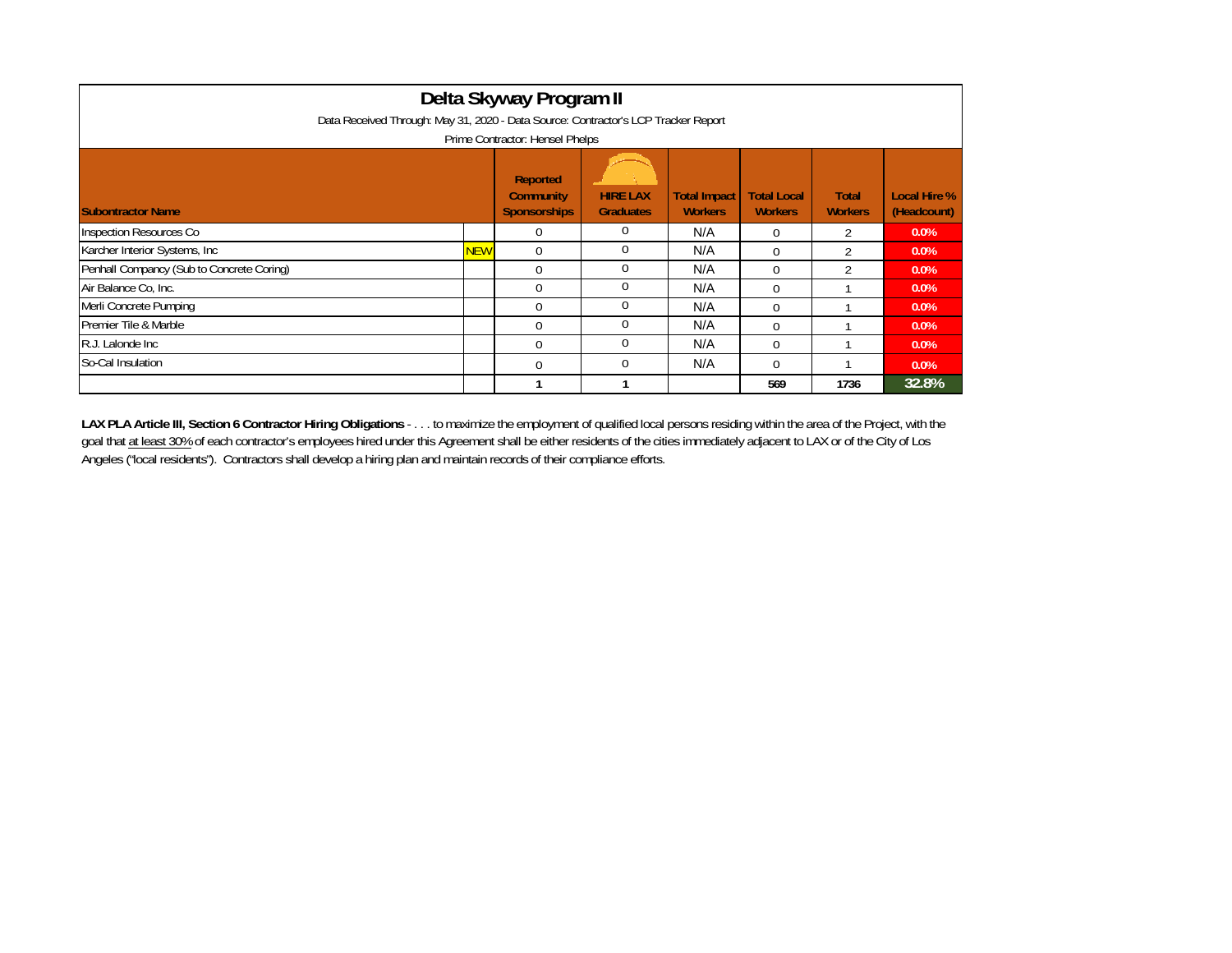# Delta Skyway Program II

Data Received Through: May 31, 2020 - Data Source: Contractor's LCP Tracker Report

Prime Contractor: Hensel Phelps

| Subontractor Name | | Reported Community Sponsorships | HIRE LAX Graduates | Total Impact Workers | Total Local Workers | Total Workers | Local Hire % (Headcount) |
|---|---|---|---|---|---|---|---|
| Inspection Resources Co | | 0 | 0 | N/A | 0 | 2 | 0.0% |
| Karcher Interior Systems, Inc | NEW | 0 | 0 | N/A | 0 | 2 | 0.0% |
| Penhall Compancy (Sub to Concrete Coring) | | 0 | 0 | N/A | 0 | 2 | 0.0% |
| Air Balance Co, Inc. | | 0 | 0 | N/A | 0 | 1 | 0.0% |
| Merli Concrete Pumping | | 0 | 0 | N/A | 0 | 1 | 0.0% |
| Premier Tile & Marble | | 0 | 0 | N/A | 0 | 1 | 0.0% |
| R.J. Lalonde Inc | | 0 | 0 | N/A | 0 | 1 | 0.0% |
| So-Cal Insulation | | 0 | 0 | N/A | 0 | 1 | 0.0% |
| | | 1 | 1 | | 569 | 1736 | 32.8% |

**LAX PLA Article III, Section 6 Contractor Hiring Obligations** - . . . to maximize the employment of qualified local persons residing within the area of the Project, with the goal that at least 30% of each contractor's employees hired under this Agreement shall be either residents of the cities immediately adjacent to LAX or of the City of Los Angeles ("local residents"). Contractors shall develop a hiring plan and maintain records of their compliance efforts.